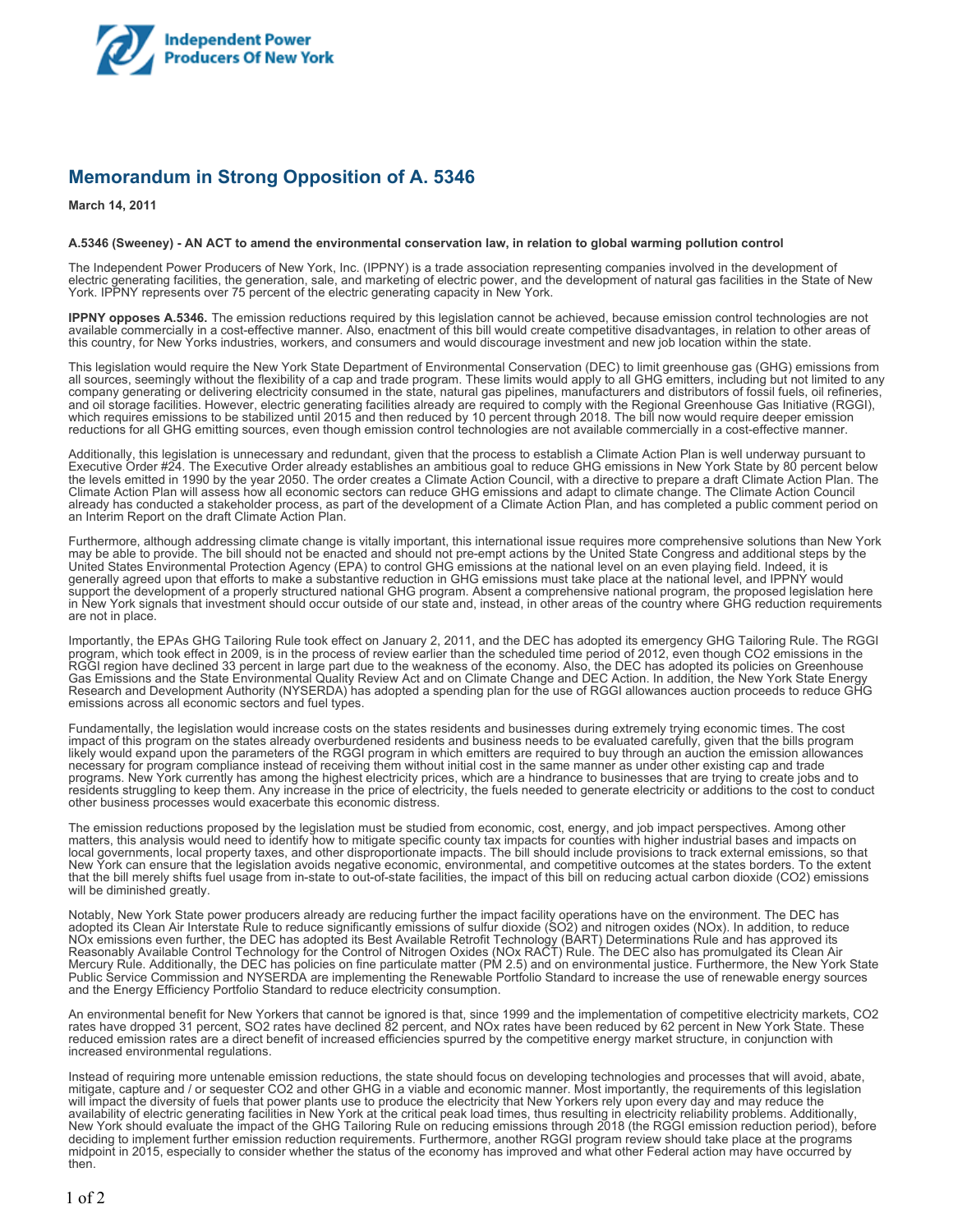**Independent Power Producers Of New York**

## Memorandum in Strong Opposition of A. 5346

**March 14, 2011**

**A.5346 (Sweeney) - AN ACT to amend the environmental conservation law, in relation to global warming pollution control**

The Independent Power Producers of New York, Inc. (IPPNY) is a trade association representing companies involved in the development of electric generating facilities, the generation, sale, and marketing of electric power, and the development of natural gas facilities in the State of New York. IPPNY represents over 75 percent of the electric generating capacity in New York.

**IPPNY opposes A.5346.** The emission reductions required by this legislation cannot be achieved, because emission control technologies are not available commercially in a cost-effective manner. Also, enactment of this bill would create competitive disadvantages, in relation to other areas of this country, for New Yorks industries, workers, and consumers and would discourage investment and new job location within the state.

This legislation would require the New York State Department of Environmental Conservation (DEC) to limit greenhouse gas (GHG) emissions from all sources, seemingly without the flexibility of a cap and trade program. These limits would apply to all GHG emitters, including but not limited to any company generating or delivering electricity consumed in the state, natural gas pipelines, manufacturers and distributors of fossil fuels, oil refineries, and oil storage facilities. However, electric generating facilities already are required to comply with the Regional Greenhouse Gas Initiative (RGGI), which requires emissions to be stabilized until 2015 and then reduced by 10 percent through 2018. The bill now would require deeper emission reductions for all GHG emitting sources, even though emission control technologies are not available commercially in a cost-effective manner.

Additionally, this legislation is unnecessary and redundant, given that the process to establish a Climate Action Plan is well underway pursuant to Executive Order #24. The Executive Order already establishes an ambitious goal to reduce GHG emissions in New York State by 80 percent below the levels emitted in 1990 by the year 2050. The order creates a Climate Action Council, with a directive to prepare a draft Climate Action Plan. The Climate Action Plan will assess how all economic sectors can reduce GHG emissions and adapt to climate change. The Climate Action Council already has conducted a stakeholder process, as part of the development of a Climate Action Plan, and has completed a public comment period on an Interim Report on the draft Climate Action Plan.

Furthermore, although addressing climate change is vitally important, this international issue requires more comprehensive solutions than New York may be able to provide. The bill should not be enacted and should not pre-empt actions by the United State Congress and additional steps by the United States Environmental Protection Agency (EPA) to control GHG emissions at the national level on an even playing field. Indeed, it is generally agreed upon that efforts to make a substantive reduction in GHG emissions must take place at the national level, and IPPNY would support the development of a properly structured national GHG program. Absent a comprehensive national program, the proposed legislation here in New York signals that investment should occur outside of our state and, instead, in other areas of the country where GHG reduction requirements are not in place.

Importantly, the EPAs GHG Tailoring Rule took effect on January 2, 2011, and the DEC has adopted its emergency GHG Tailoring Rule. The RGGI program, which took effect in 2009, is in the process of review earlier than the scheduled time period of 2012, even though $CO_2$ emissions in the RGGI region have declined 33 percent in large part due to the weakness of the economy. Also, the DEC has adopted its policies on Greenhouse Gas Emissions and the State Environmental Quality Review Act and on Climate Change and DEC Action. In addition, the New York State Energy Research and Development Authority (NYSERDA) has adopted a spending plan for the use of RGGI allowances auction proceeds to reduce GHG emissions across all economic sectors and fuel types.

Fundamentally, the legislation would increase costs on the states residents and businesses during extremely trying economic times. The cost impact of this program on the states already overburdened residents and business needs to be evaluated carefully, given that the bills program likely would expand upon the parameters of the RGGI program in which emitters are required to buy through an auction the emission allowances necessary for program compliance instead of receiving them without initial cost in the same manner as under other existing cap and trade programs. New York currently has among the highest electricity prices, which are a hindrance to businesses that are trying to create jobs and to residents struggling to keep them. Any increase in the price of electricity, the fuels needed to generate electricity or additions to the cost to conduct other business processes would exacerbate this economic distress.

The emission reductions proposed by the legislation must be studied from economic, cost, energy, and job impact perspectives. Among other matters, this analysis would need to identify how to mitigate specific county tax impacts for counties with higher industrial bases and impacts on local governments, local property taxes, and other disproportionate impacts. The bill should include provisions to track external emissions, so that New York can ensure that the legislation avoids negative economic, environmental, and competitive outcomes at the states borders. To the extent that the bill merely shifts fuel usage from in-state to out-of-state facilities, the impact of this bill on reducing actual carbon dioxide ($CO_2$) emissions will be diminished greatly.

Notably, New York State power producers already are reducing further the impact facility operations have on the environment. The DEC has adopted its Clean Air Interstate Rule to reduce significantly emissions of sulfur dioxide ($SO_2$) and nitrogen oxides ($NO_x$). In addition, to reduce $NO_x$ emissions even further, the DEC has adopted its Best Available Retrofit Technology (BART) Determinations Rule and has approved its Reasonably Available Control Technology for the Control of Nitrogen Oxides ($NO_x$ RACT) Rule. The DEC also has promulgated its Clean Air Mercury Rule. Additionally, the DEC has policies on fine particulate matter (PM 2.5) and on environmental justice. Furthermore, the New York State Public Service Commission and NYSERDA are implementing the Renewable Portfolio Standard to increase the use of renewable energy sources and the Energy Efficiency Portfolio Standard to reduce electricity consumption.

An environmental benefit for New Yorkers that cannot be ignored is that, since 1999 and the implementation of competitive electricity markets, $CO_2$ rates have dropped 31 percent, $SO_2$ rates have declined 82 percent, and $NO_x$ rates have been reduced by 62 percent in New York State. These reduced emission rates are a direct benefit of increased efficiencies spurred by the competitive energy market structure, in conjunction with increased environmental regulations.

Instead of requiring more untenable emission reductions, the state should focus on developing technologies and processes that will avoid, abate, mitigate, capture and / or sequester $CO_2$ and other GHG in a viable and economic manner. Most importantly, the requirements of this legislation will impact the diversity of fuels that power plants use to produce the electricity that New Yorkers rely upon every day and may reduce the availability of electric generating facilities in New York at the critical peak load times, thus resulting in electricity reliability problems. Additionally, New York should evaluate the impact of the GHG Tailoring Rule on reducing emissions through 2018 (the RGGI emission reduction period), before deciding to implement further emission reduction requirements. Furthermore, another RGGI program review should take place at the programs midpoint in 2015, especially to consider whether the status of the economy has improved and what other Federal action may have occurred by then.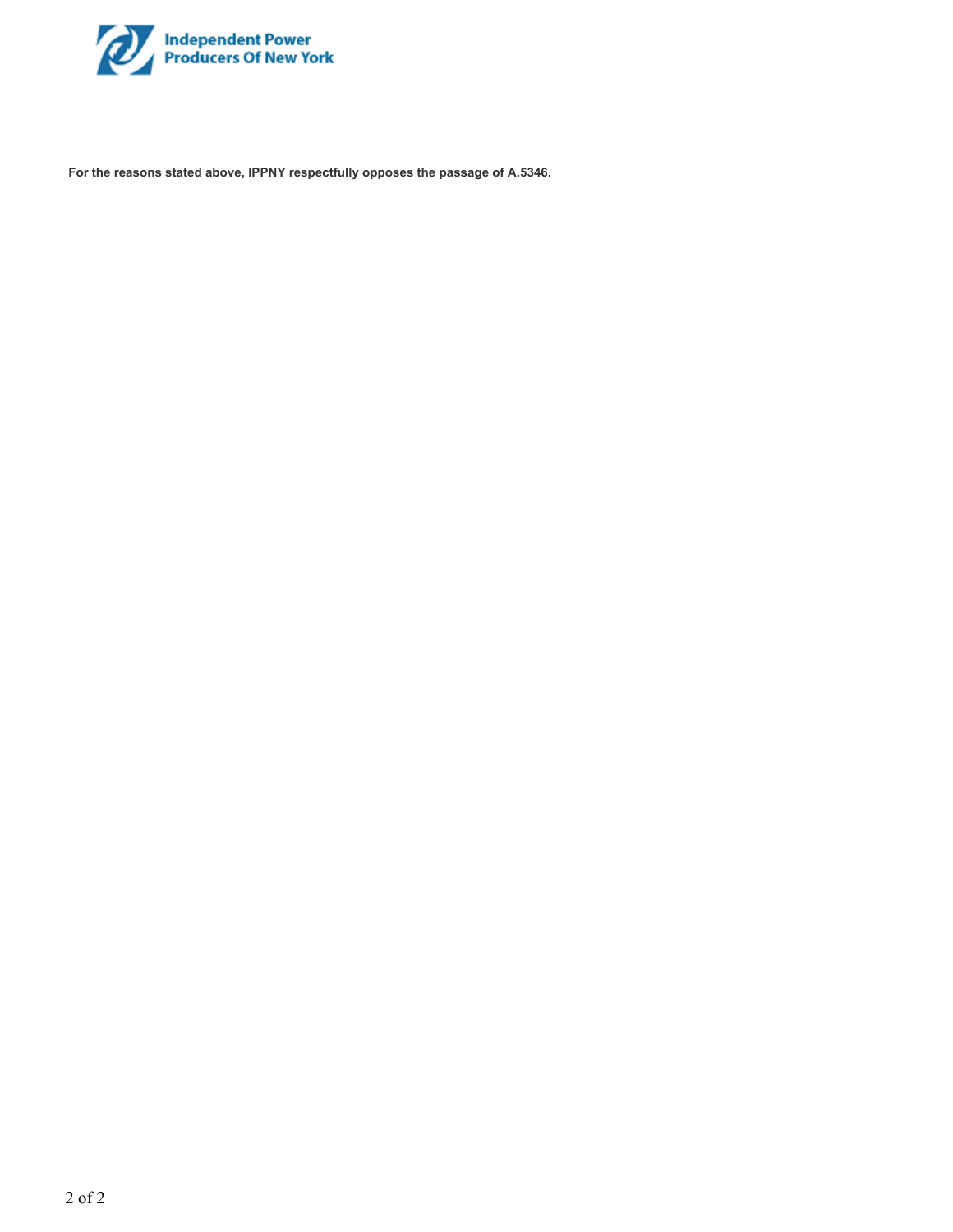**For the reasons stated above, IPPNY respectfully opposes the passage of A.5346.**